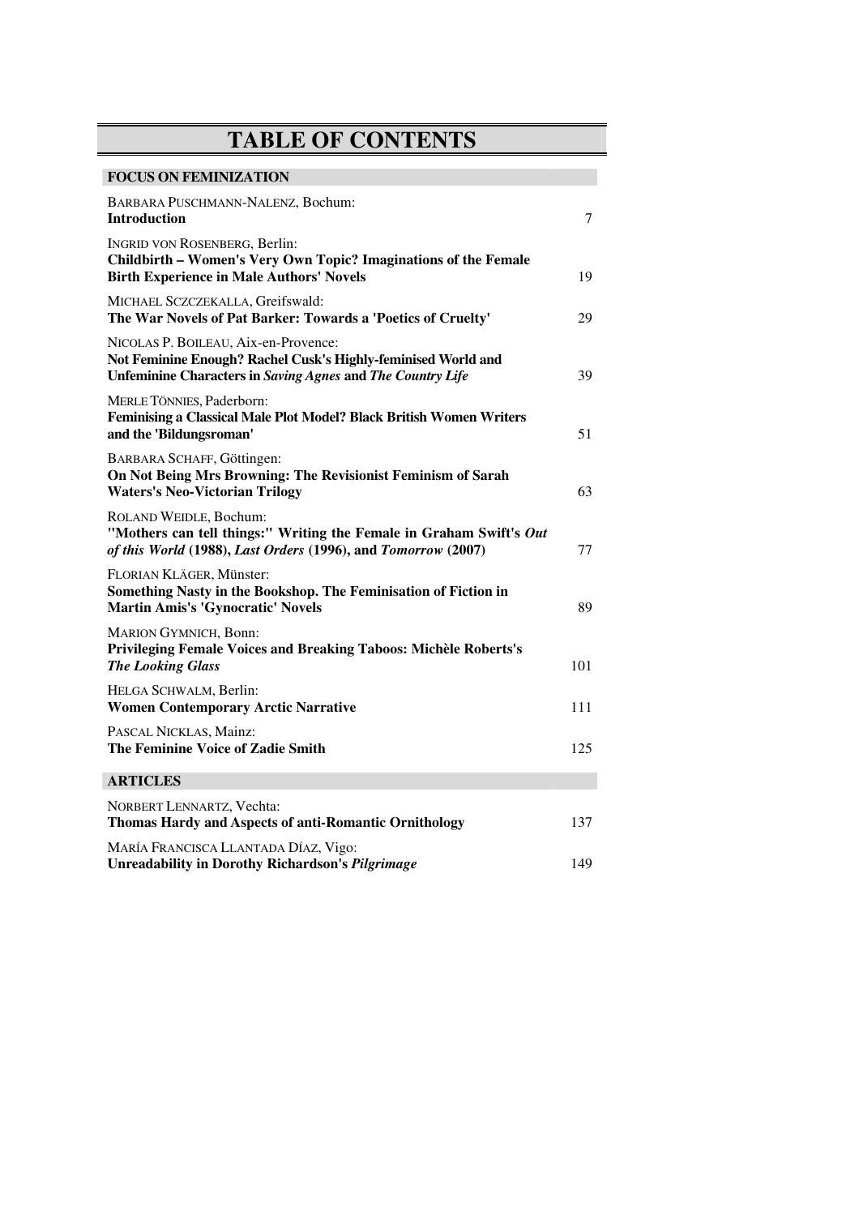# TABLE OF CONTENTS

## FOCUS ON FEMINIZATION

| | |
|---|---|
| BARBARA PUSCHMANN-NALENZ, Bochum: **Introduction** | 7 |
| INGRID VON ROSENBERG, Berlin: **Childbirth – Women's Very Own Topic? Imaginations of the Female Birth Experience in Male Authors' Novels** | 19 |
| MICHAEL SCZCZEKALLA, Greifswald: **The War Novels of Pat Barker: Towards a 'Poetics of Cruelty'** | 29 |
| NICOLAS P. BOILEAU, Aix-en-Provence: **Not Feminine Enough? Rachel Cusk's Highly-feminised World and Unfeminine Characters in *Saving Agnes* and *The Country Life*** | 39 |
| MERLE TÖNNIES, Paderborn: **Feminising a Classical Male Plot Model? Black British Women Writers and the 'Bildungsroman'** | 51 |
| BARBARA SCHAFF, Göttingen: **On Not Being Mrs Browning: The Revisionist Feminism of Sarah Waters's Neo-Victorian Trilogy** | 63 |
| ROLAND WEIDLE, Bochum: **"Mothers can tell things:" Writing the Female in Graham Swift's *Out of this World* (1988), *Last Orders* (1996), and *Tomorrow* (2007)** | 77 |
| FLORIAN KLÄGER, Münster: **Something Nasty in the Bookshop. The Feminisation of Fiction in Martin Amis's 'Gynocratic' Novels** | 89 |
| MARION GYMNICH, Bonn: **Privileging Female Voices and Breaking Taboos: Michèle Roberts's *The Looking Glass*** | 101 |
| HELGA SCHWALM, Berlin: **Women Contemporary Arctic Narrative** | 111 |
| PASCAL NICKLAS, Mainz: **The Feminine Voice of Zadie Smith** | 125 |

## ARTICLES

| | |
|---|---|
| NORBERT LENNARTZ, Vechta: **Thomas Hardy and Aspects of anti-Romantic Ornithology** | 137 |
| MARÍA FRANCISCA LLANTADA DÍAZ, Vigo: **Unreadability in Dorothy Richardson's *Pilgrimage*** | 149 |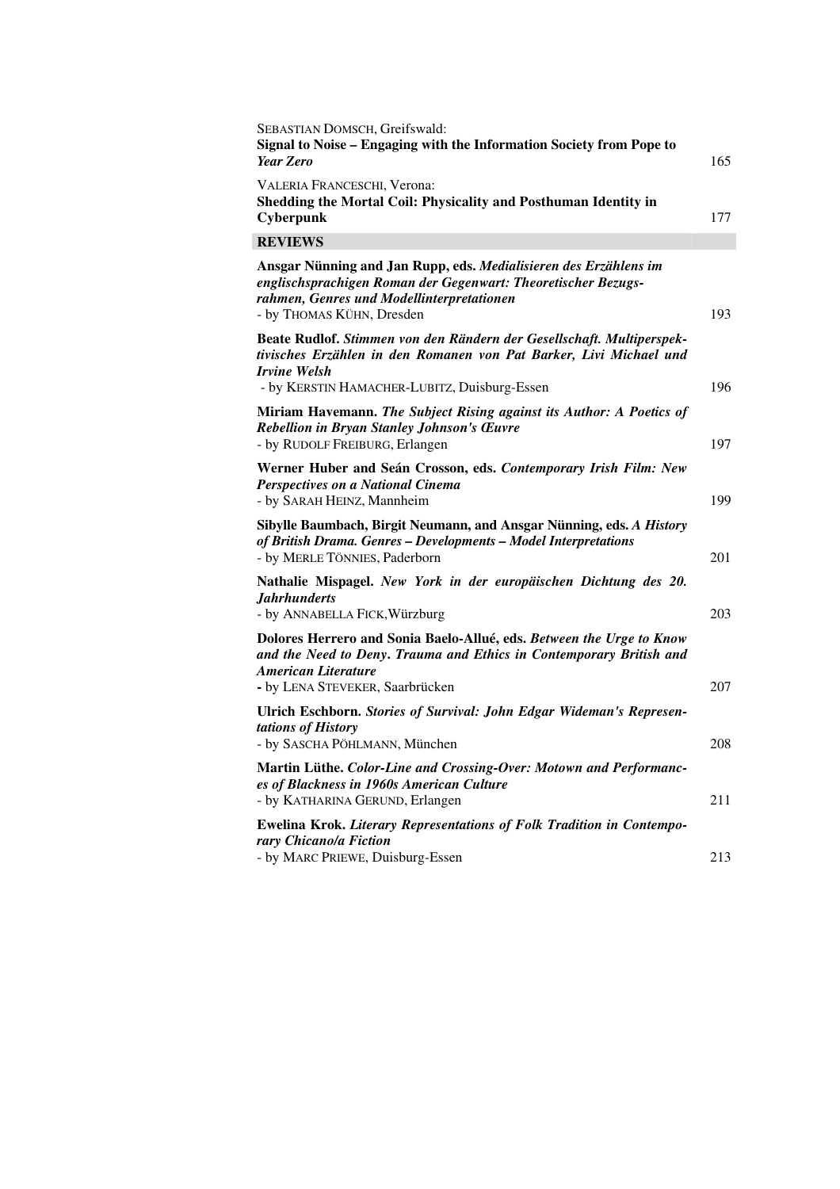SEBASTIAN DOMSCH, Greifswald:
**Signal to Noise – Engaging with the Information Society from Pope to *Year Zero*** 165

VALERIA FRANCESCHI, Verona:
**Shedding the Mortal Coil: Physicality and Posthuman Identity in Cyberpunk** 177

## REVIEWS

**Ansgar Nünning and Jan Rupp, eds. *Medialisieren des Erzählens im englischsprachigen Roman der Gegenwart: Theoretischer Bezugsrahmen, Genres und Modellinterpretationen***
- by THOMAS KÜHN, Dresden 193

**Beate Rudlof. *Stimmen von den Rändern der Gesellschaft. Multiperspektivisches Erzählen in den Romanen von Pat Barker, Livi Michael und Irvine Welsh***
- by KERSTIN HAMACHER-LUBITZ, Duisburg-Essen 196

**Miriam Havemann. *The Subject Rising against its Author: A Poetics of Rebellion in Bryan Stanley Johnson's Œuvre***
- by RUDOLF FREIBURG, Erlangen 197

**Werner Huber and Seán Crosson, eds. *Contemporary Irish Film: New Perspectives on a National Cinema***
- by SARAH HEINZ, Mannheim 199

**Sibylle Baumbach, Birgit Neumann, and Ansgar Nünning, eds. *A History of British Drama. Genres – Developments – Model Interpretations***
- by MERLE TÖNNIES, Paderborn 201

**Nathalie Mispagel. *New York in der europäischen Dichtung des 20. Jahrhunderts***
- by ANNABELLA FICK, Würzburg 203

**Dolores Herrero and Sonia Baelo-Allué, eds. *Between the Urge to Know and the Need to Deny. Trauma and Ethics in Contemporary British and American Literature***
- by LENA STEVEKER, Saarbrücken 207

**Ulrich Eschborn. *Stories of Survival: John Edgar Wideman's Representations of History***
- by SASCHA PÖHLMANN, München 208

**Martin Lüthe. *Color-Line and Crossing-Over: Motown and Performances of Blackness in 1960s American Culture***
- by KATHARINA GERUND, Erlangen 211

**Ewelina Krok. *Literary Representations of Folk Tradition in Contemporary Chicano/a Fiction***
- by MARC PRIEWE, Duisburg-Essen 213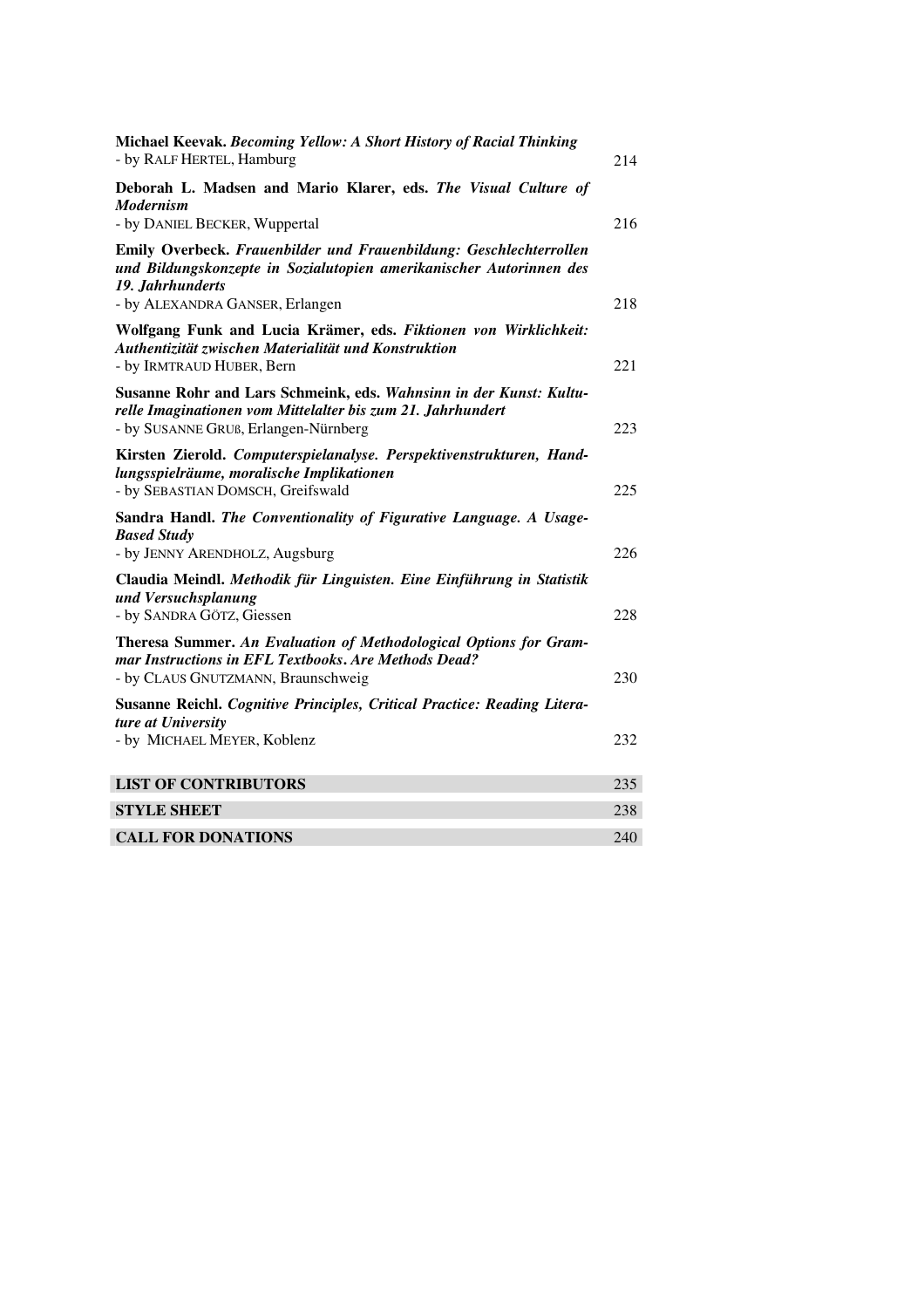**Michael Keevak.** ***Becoming Yellow: A Short History of Racial Thinking***
- by RALF HERTEL, Hamburg 214

**Deborah L. Madsen and Mario Klarer, eds.** ***The Visual Culture of Modernism***
- by DANIEL BECKER, Wuppertal 216

**Emily Overbeck.** ***Frauenbilder und Frauenbildung: Geschlechterrollen und Bildungskonzepte in Sozialutopien amerikanischer Autorinnen des 19. Jahrhunderts***
- by ALEXANDRA GANSER, Erlangen 218

**Wolfgang Funk and Lucia Krämer, eds.** ***Fiktionen von Wirklichkeit: Authentizität zwischen Materialität und Konstruktion***
- by IRMTRAUD HUBER, Bern 221

**Susanne Rohr and Lars Schmeink, eds.** ***Wahnsinn in der Kunst: Kulturelle Imaginationen vom Mittelalter bis zum 21. Jahrhundert***
- by SUSANNE GRUß, Erlangen-Nürnberg 223

**Kirsten Zierold.** ***Computerspielanalyse. Perspektivenstrukturen, Handlungsspielräume, moralische Implikationen***
- by SEBASTIAN DOMSCH, Greifswald 225

**Sandra Handl.** ***The Conventionality of Figurative Language. A Usage-Based Study***
- by JENNY ARENDHOLZ, Augsburg 226

**Claudia Meindl.** ***Methodik für Linguisten. Eine Einführung in Statistik und Versuchsplanung***
- by SANDRA GÖTZ, Giessen 228

**Theresa Summer.** ***An Evaluation of Methodological Options for Grammar Instructions in EFL Textbooks. Are Methods Dead?***
- by CLAUS GNUTZMANN, Braunschweig 230

**Susanne Reichl.** ***Cognitive Principles, Critical Practice: Reading Literature at University***
- by MICHAEL MEYER, Koblenz 232

**LIST OF CONTRIBUTORS** 235

**STYLE SHEET** 238

**CALL FOR DONATIONS** 240